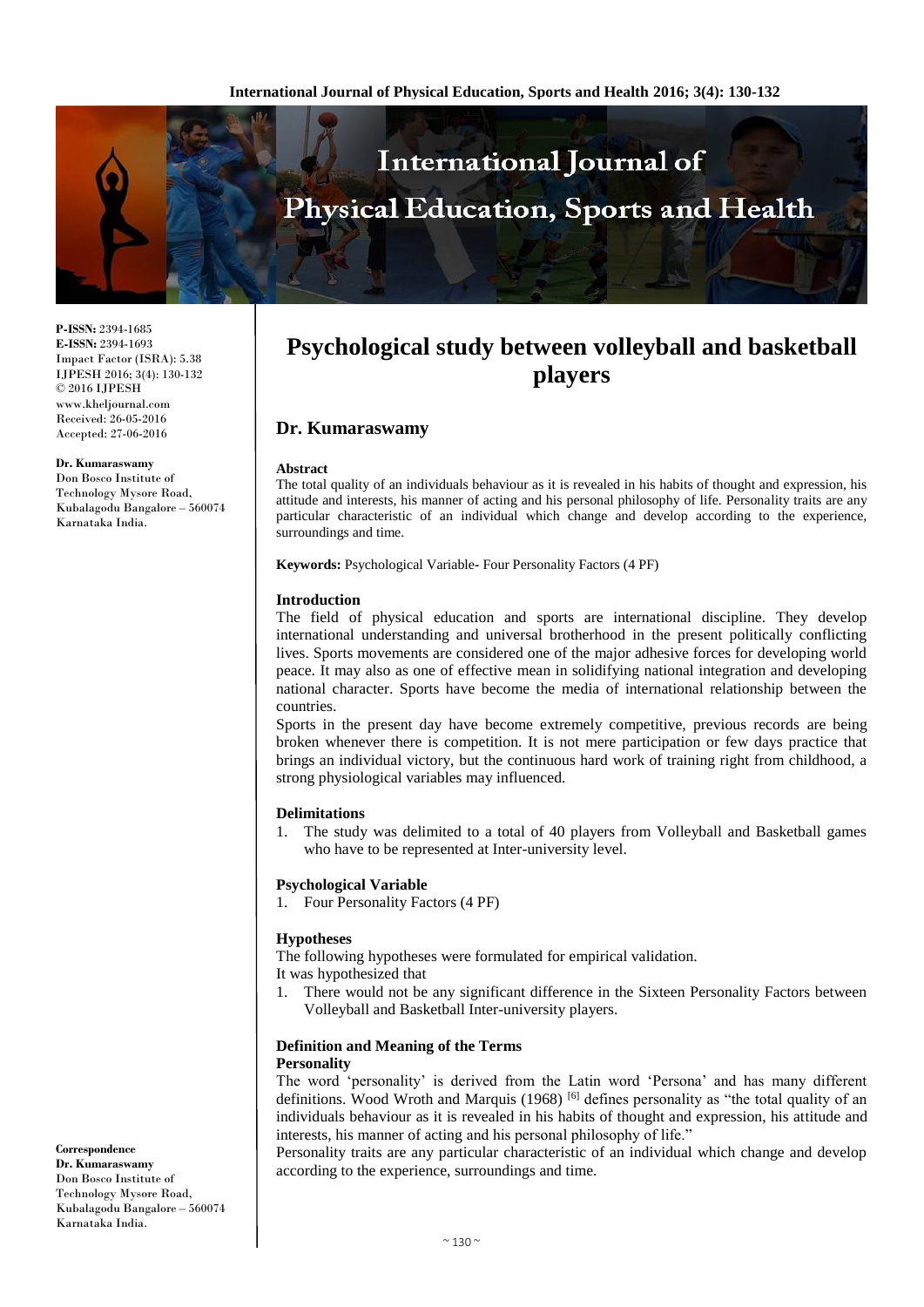# Psychological study between volleyball and basketball players

## Dr. Kumaraswamy

**P-ISSN:** 2394-1685
**E-ISSN:** 2394-1693
Impact Factor (ISRA): 5.38
IJPESH 2016; 3(4): 130-132
© 2016 IJPESH
www.kheljournal.com
Received: 26-05-2016
Accepted: 27-06-2016

**Dr. Kumaraswamy**
Don Bosco Institute of Technology Mysore Road, Kubalagodu Bangalore – 560074 Karnataka India.

**Correspondence**
**Dr. Kumaraswamy**
Don Bosco Institute of Technology Mysore Road, Kubalagodu Bangalore – 560074 Karnataka India.

### Abstract

The total quality of an individuals behaviour as it is revealed in his habits of thought and expression, his attitude and interests, his manner of acting and his personal philosophy of life. Personality traits are any particular characteristic of an individual which change and develop according to the experience, surroundings and time.

**Keywords:** Psychological Variable- Four Personality Factors (4 PF)

### Introduction

The field of physical education and sports are international discipline. They develop international understanding and universal brotherhood in the present politically conflicting lives. Sports movements are considered one of the major adhesive forces for developing world peace. It may also as one of effective mean in solidifying national integration and developing national character. Sports have become the media of international relationship between the countries.

Sports in the present day have become extremely competitive, previous records are being broken whenever there is competition. It is not mere participation or few days practice that brings an individual victory, but the continuous hard work of training right from childhood, a strong physiological variables may influenced.

### Delimitations

1. The study was delimited to a total of 40 players from Volleyball and Basketball games who have to be represented at Inter-university level.

### Psychological Variable

1. Four Personality Factors (4 PF)

### Hypotheses

The following hypotheses were formulated for empirical validation.

It was hypothesized that

1. There would not be any significant difference in the Sixteen Personality Factors between Volleyball and Basketball Inter-university players.

### Definition and Meaning of the Terms

#### Personality

The word 'personality' is derived from the Latin word 'Persona' and has many different definitions. Wood Wroth and Marquis (1968) [6] defines personality as "the total quality of an individuals behaviour as it is revealed in his habits of thought and expression, his attitude and interests, his manner of acting and his personal philosophy of life."

Personality traits are any particular characteristic of an individual which change and develop according to the experience, surroundings and time.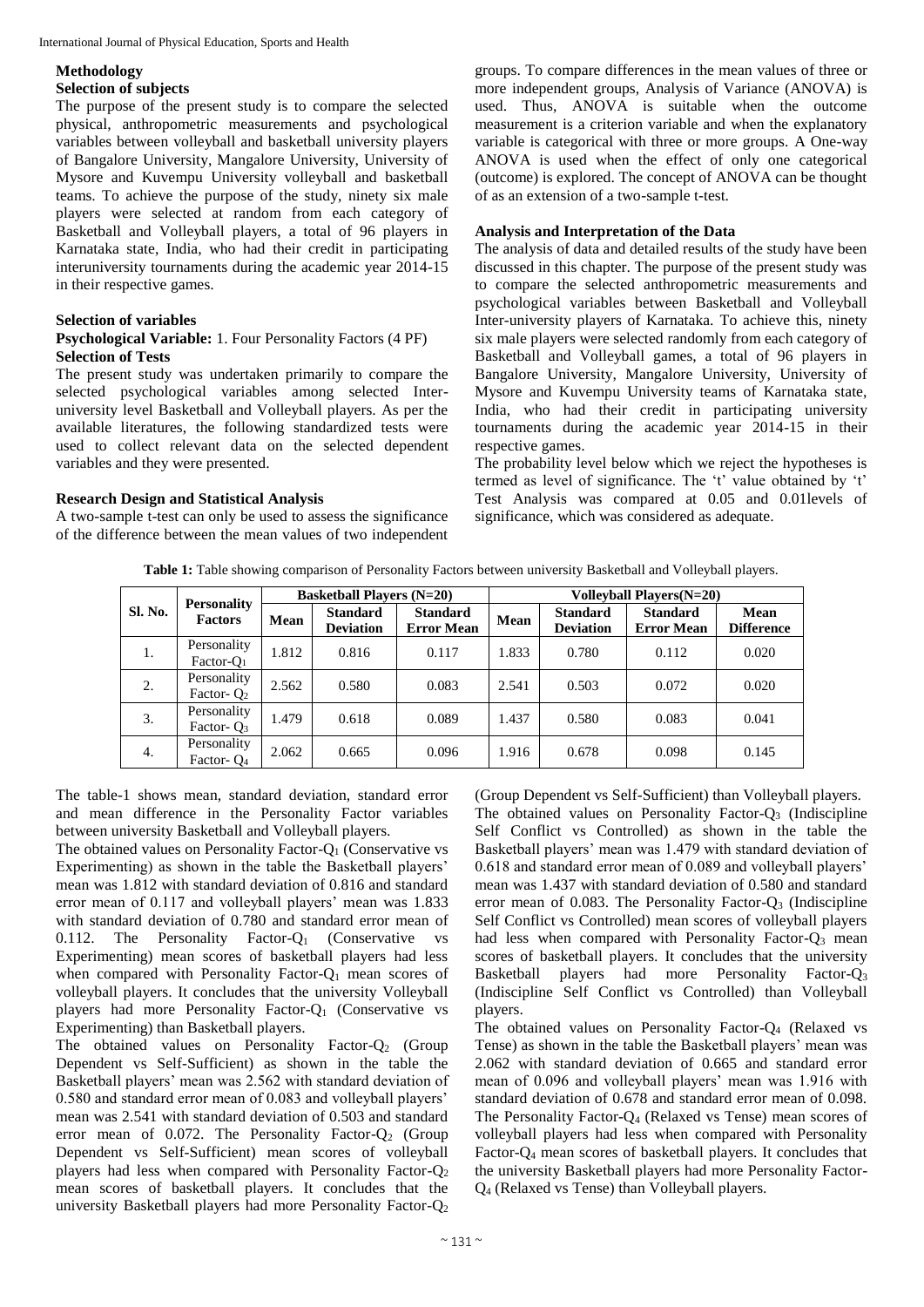## Methodology

### Selection of subjects

The purpose of the present study is to compare the selected physical, anthropometric measurements and psychological variables between volleyball and basketball university players of Bangalore University, Mangalore University, University of Mysore and Kuvempu University volleyball and basketball teams. To achieve the purpose of the study, ninety six male players were selected at random from each category of Basketball and Volleyball players, a total of 96 players in Karnataka state, India, who had their credit in participating interuniversity tournaments during the academic year 2014-15 in their respective games.

### Selection of variables

**Psychological Variable:** 1. Four Personality Factors (4 PF)

### Selection of Tests

The present study was undertaken primarily to compare the selected psychological variables among selected Inter-university level Basketball and Volleyball players. As per the available literatures, the following standardized tests were used to collect relevant data on the selected dependent variables and they were presented.

### Research Design and Statistical Analysis

A two-sample t-test can only be used to assess the significance of the difference between the mean values of two independent groups. To compare differences in the mean values of three or more independent groups, Analysis of Variance (ANOVA) is used. Thus, ANOVA is suitable when the outcome measurement is a criterion variable and when the explanatory variable is categorical with three or more groups. A One-way ANOVA is used when the effect of only one categorical (outcome) is explored. The concept of ANOVA can be thought of as an extension of a two-sample t-test.

### Analysis and Interpretation of the Data

The analysis of data and detailed results of the study have been discussed in this chapter. The purpose of the present study was to compare the selected anthropometric measurements and psychological variables between Basketball and Volleyball Inter-university players of Karnataka. To achieve this, ninety six male players were selected randomly from each category of Basketball and Volleyball games, a total of 96 players in Bangalore University, Mangalore University, University of Mysore and Kuvempu University teams of Karnataka state, India, who had their credit in participating university tournaments during the academic year 2014-15 in their respective games.

The probability level below which we reject the hypotheses is termed as level of significance. The 't' value obtained by 't' Test Analysis was compared at 0.05 and 0.01levels of significance, which was considered as adequate.

**Table 1:** Table showing comparison of Personality Factors between university Basketball and Volleyball players.

| Sl. No. | Personality Factors | Basketball Players (N=20) | | | Volleyball Players(N=20) | | | |
|---|---|---|---|---|---|---|---|---|
| | | Mean | Standard Deviation | Standard Error Mean | Mean | Standard Deviation | Standard Error Mean | Mean Difference |
| 1. | Personality Factor-$Q_1$ | 1.812 | 0.816 | 0.117 | 1.833 | 0.780 | 0.112 | 0.020 |
| 2. | Personality Factor- $Q_2$ | 2.562 | 0.580 | 0.083 | 2.541 | 0.503 | 0.072 | 0.020 |
| 3. | Personality Factor- $Q_3$ | 1.479 | 0.618 | 0.089 | 1.437 | 0.580 | 0.083 | 0.041 |
| 4. | Personality Factor- $Q_4$ | 2.062 | 0.665 | 0.096 | 1.916 | 0.678 | 0.098 | 0.145 |

The table-1 shows mean, standard deviation, standard error and mean difference in the Personality Factor variables between university Basketball and Volleyball players.

The obtained values on Personality Factor-$Q_1$ (Conservative vs Experimenting) as shown in the table the Basketball players' mean was 1.812 with standard deviation of 0.816 and standard error mean of 0.117 and volleyball players' mean was 1.833 with standard deviation of 0.780 and standard error mean of 0.112. The Personality Factor-$Q_1$ (Conservative vs Experimenting) mean scores of basketball players had less when compared with Personality Factor-$Q_1$ mean scores of volleyball players. It concludes that the university Volleyball players had more Personality Factor-$Q_1$ (Conservative vs Experimenting) than Basketball players.

The obtained values on Personality Factor-$Q_2$ (Group Dependent vs Self-Sufficient) as shown in the table the Basketball players' mean was 2.562 with standard deviation of 0.580 and standard error mean of 0.083 and volleyball players' mean was 2.541 with standard deviation of 0.503 and standard error mean of 0.072. The Personality Factor-$Q_2$ (Group Dependent vs Self-Sufficient) mean scores of volleyball players had less when compared with Personality Factor-$Q_2$ mean scores of basketball players. It concludes that the university Basketball players had more Personality Factor-$Q_2$ (Group Dependent vs Self-Sufficient) than Volleyball players.

The obtained values on Personality Factor-$Q_3$ (Indiscipline Self Conflict vs Controlled) as shown in the table the Basketball players' mean was 1.479 with standard deviation of 0.618 and standard error mean of 0.089 and volleyball players' mean was 1.437 with standard deviation of 0.580 and standard error mean of 0.083. The Personality Factor-$Q_3$ (Indiscipline Self Conflict vs Controlled) mean scores of volleyball players had less when compared with Personality Factor-$Q_3$ mean scores of basketball players. It concludes that the university Basketball players had more Personality Factor-$Q_3$ (Indiscipline Self Conflict vs Controlled) than Volleyball players.

The obtained values on Personality Factor-$Q_4$ (Relaxed vs Tense) as shown in the table the Basketball players' mean was 2.062 with standard deviation of 0.665 and standard error mean of 0.096 and volleyball players' mean was 1.916 with standard deviation of 0.678 and standard error mean of 0.098. The Personality Factor-$Q_4$ (Relaxed vs Tense) mean scores of volleyball players had less when compared with Personality Factor-$Q_4$ mean scores of basketball players. It concludes that the university Basketball players had more Personality Factor-$Q_4$ (Relaxed vs Tense) than Volleyball players.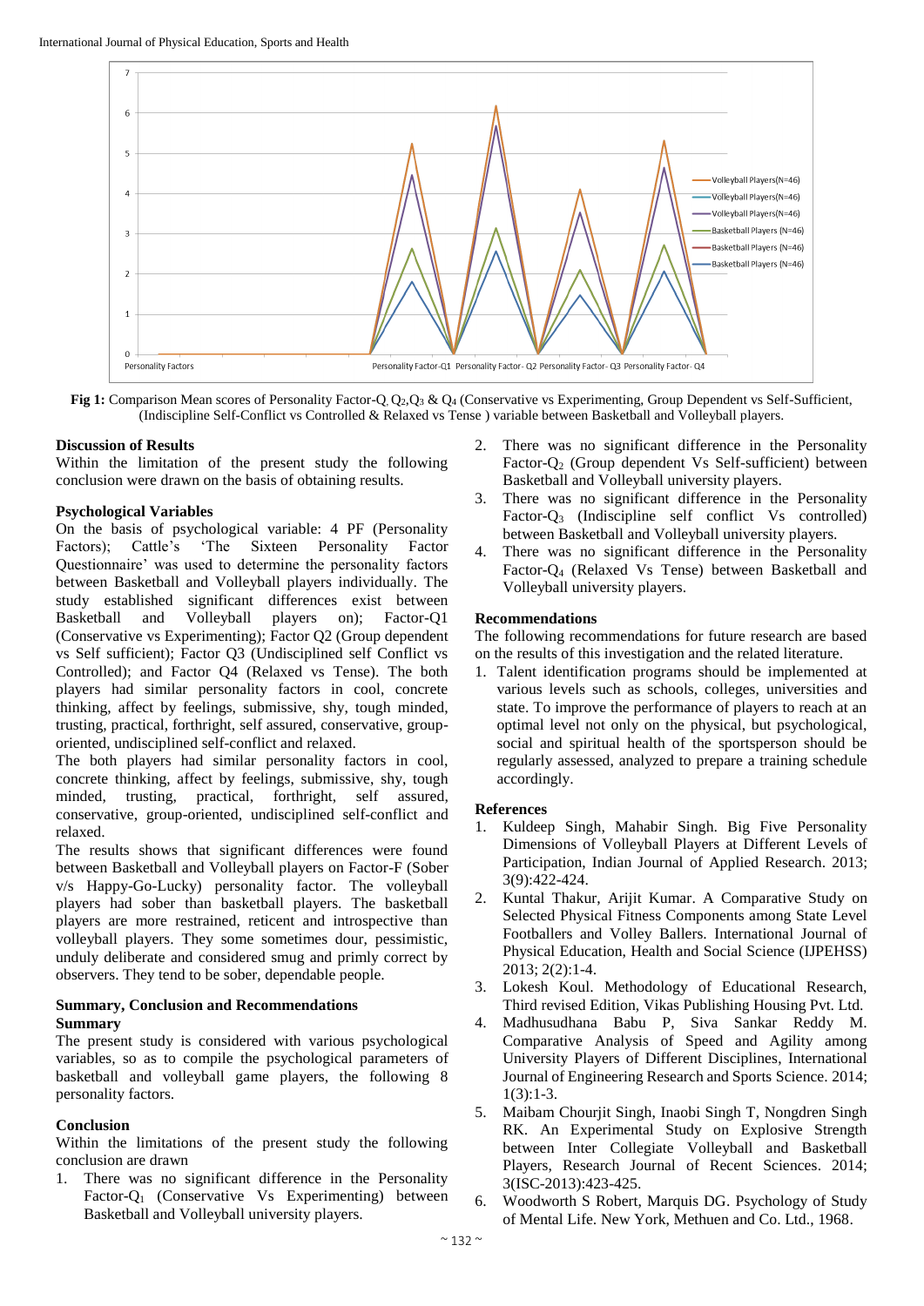7
6
5
4
3
2
1
0

Volleyball Players(N=46)
Volleyball Players(N=46)
Volleyball Players(N=46)
Basketball Players (N=46)
Basketball Players (N=46)
Basketball Players (N=46)

Personality Factors
Personality Factor-Q1 Personality Factor- Q2 Personality Factor- Q3 Personality Factor- Q4

**Fig 1:** Comparison Mean scores of Personality Factor-Q, $Q_2$,$Q_3$ & $Q_4$ (Conservative vs Experimenting, Group Dependent vs Self-Sufficient, (Indiscipline Self-Conflict vs Controlled & Relaxed vs Tense ) variable between Basketball and Volleyball players.

### Discussion of Results

Within the limitation of the present study the following conclusion were drawn on the basis of obtaining results.

### Psychological Variables

On the basis of psychological variable: 4 PF (Personality Factors); Cattle's 'The Sixteen Personality Factor Questionnaire' was used to determine the personality factors between Basketball and Volleyball players individually. The study established significant differences exist between Basketball and Volleyball players on); Factor-Q1 (Conservative vs Experimenting); Factor Q2 (Group dependent vs Self sufficient); Factor Q3 (Undisciplined self Conflict vs Controlled); and Factor Q4 (Relaxed vs Tense). The both players had similar personality factors in cool, concrete thinking, affect by feelings, submissive, shy, tough minded, trusting, practical, forthright, self assured, conservative, group-oriented, undisciplined self-conflict and relaxed.

The both players had similar personality factors in cool, concrete thinking, affect by feelings, submissive, shy, tough minded, trusting, practical, forthright, self assured, conservative, group-oriented, undisciplined self-conflict and relaxed.

The results shows that significant differences were found between Basketball and Volleyball players on Factor-F (Sober v/s Happy-Go-Lucky) personality factor. The volleyball players had sober than basketball players. The basketball players are more restrained, reticent and introspective than volleyball players. They some sometimes dour, pessimistic, unduly deliberate and considered smug and primly correct by observers. They tend to be sober, dependable people.

### Summary, Conclusion and Recommendations

### Summary

The present study is considered with various psychological variables, so as to compile the psychological parameters of basketball and volleyball game players, the following 8 personality factors.

### Conclusion

Within the limitations of the present study the following conclusion are drawn

1. There was no significant difference in the Personality Factor-$Q_1$ (Conservative Vs Experimenting) between Basketball and Volleyball university players.
2. There was no significant difference in the Personality Factor-$Q_2$ (Group dependent Vs Self-sufficient) between Basketball and Volleyball university players.
3. There was no significant difference in the Personality Factor-$Q_3$ (Indiscipline self conflict Vs controlled) between Basketball and Volleyball university players.
4. There was no significant difference in the Personality Factor-$Q_4$ (Relaxed Vs Tense) between Basketball and Volleyball university players.

### Recommendations

The following recommendations for future research are based on the results of this investigation and the related literature.

1. Talent identification programs should be implemented at various levels such as schools, colleges, universities and state. To improve the performance of players to reach at an optimal level not only on the physical, but psychological, social and spiritual health of the sportsperson should be regularly assessed, analyzed to prepare a training schedule accordingly.

### References

1. Kuldeep Singh, Mahabir Singh. Big Five Personality Dimensions of Volleyball Players at Different Levels of Participation, Indian Journal of Applied Research. 2013; 3(9):422-424.
2. Kuntal Thakur, Arijit Kumar. A Comparative Study on Selected Physical Fitness Components among State Level Footballers and Volley Ballers. International Journal of Physical Education, Health and Social Science (IJPEHSS) 2013; 2(2):1-4.
3. Lokesh Koul. Methodology of Educational Research, Third revised Edition, Vikas Publishing Housing Pvt. Ltd.
4. Madhusudhana Babu P, Siva Sankar Reddy M. Comparative Analysis of Speed and Agility among University Players of Different Disciplines, International Journal of Engineering Research and Sports Science. 2014; 1(3):1-3.
5. Maibam Chourjit Singh, Inaobi Singh T, Nongdren Singh RK. An Experimental Study on Explosive Strength between Inter Collegiate Volleyball and Basketball Players, Research Journal of Recent Sciences. 2014; 3(ISC-2013):423-425.
6. Woodworth S Robert, Marquis DG. Psychology of Study of Mental Life. New York, Methuen and Co. Ltd., 1968.